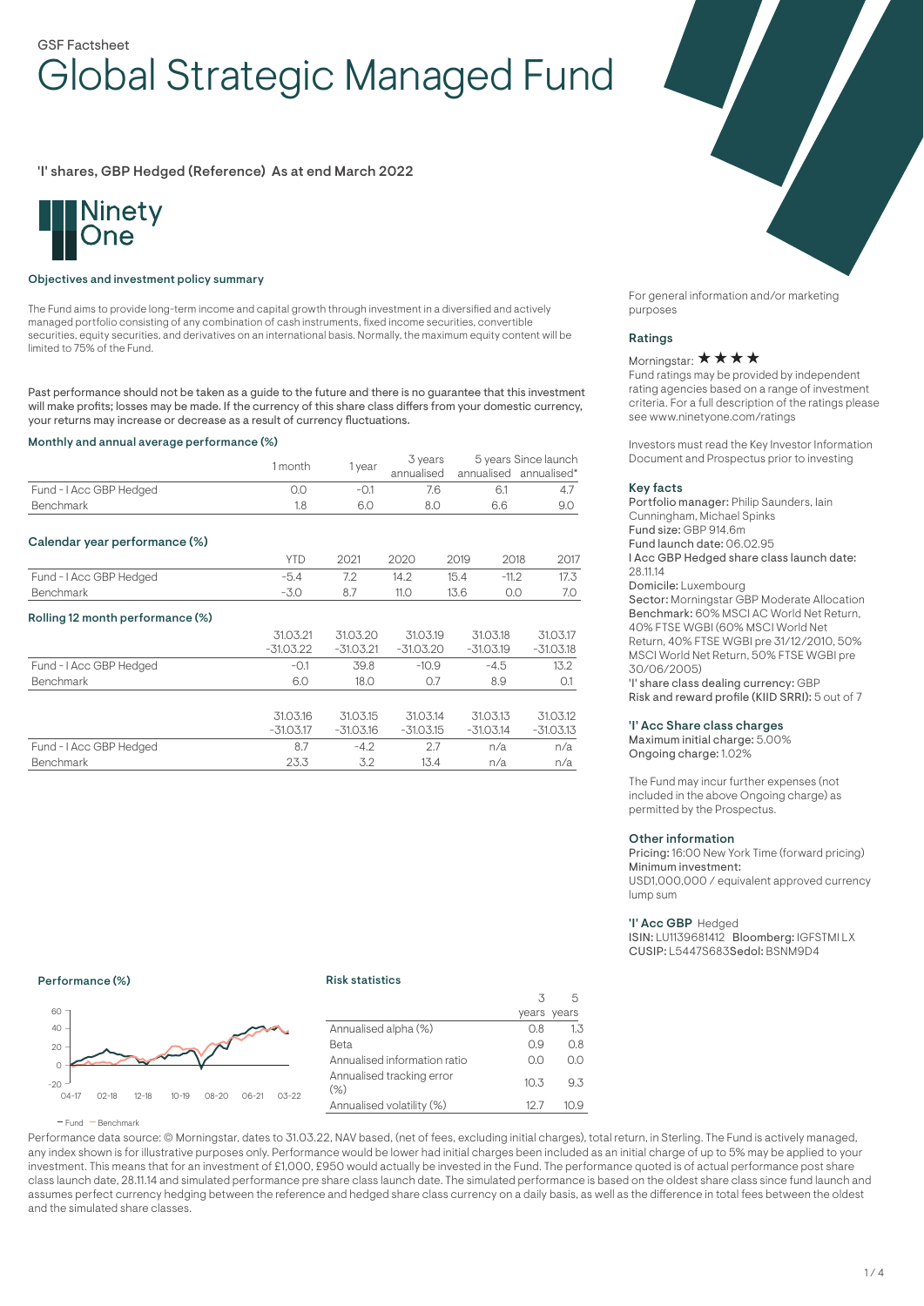GSF Factsheet

# Global Strategic Managed Fund

'I' shares, GBP Hedged (Reference) As at end March 2022

Ninety One

### Objectives and investment policy summary

The Fund aims to provide long-term income and capital growth through investment in a diversified and actively managed portfolio consisting of any combination of cash instruments, fixed income securities, convertible securities, equity securities, and derivatives on an international basis. Normally, the maximum equity content will be limited to 75% of the Fund.

Past performance should not be taken as a guide to the future and there is no guarantee that this investment will make profits; losses may be made. If the currency of this share class differs from your domestic currency, your returns may increase or decrease as a result of currency fluctuations.

### Monthly and annual average performance (%)

| | 1 month | 1 year | 3 years annualised | 5 years annualised | Since launch annualised* |
|---|---|---|---|---|---|
| Fund - I Acc GBP Hedged | 0.0 | -0.1 | 7.6 | 6.1 | 4.7 |
| Benchmark | 1.8 | 6.0 | 8.0 | 6.6 | 9.0 |

### Calendar year performance (%)

| | YTD | 2021 | 2020 | 2019 | 2018 | 2017 |
|---|---|---|---|---|---|---|
| Fund - I Acc GBP Hedged | -5.4 | 7.2 | 14.2 | 15.4 | -11.2 | 17.3 |
| Benchmark | -3.0 | 8.7 | 11.0 | 13.6 | 0.0 | 7.0 |

### Rolling 12 month performance (%)

| | 31.03.21 -31.03.22 | 31.03.20 -31.03.21 | 31.03.19 -31.03.20 | 31.03.18 -31.03.19 | 31.03.17 -31.03.18 |
|---|---|---|---|---|---|
| Fund - I Acc GBP Hedged | -0.1 | 39.8 | -10.9 | -4.5 | 13.2 |
| Benchmark | 6.0 | 18.0 | 0.7 | 8.9 | 0.1 |

| | 31.03.16 -31.03.17 | 31.03.15 -31.03.16 | 31.03.14 -31.03.15 | 31.03.13 -31.03.14 | 31.03.12 -31.03.13 |
|---|---|---|---|---|---|
| Fund - I Acc GBP Hedged | 8.7 | -4.2 | 2.7 | n/a | n/a |
| Benchmark | 23.3 | 3.2 | 13.4 | n/a | n/a |

### Performance (%)

— Fund — Benchmark

### Risk statistics

| | 3 years | 5 years |
|---|---|---|
| Annualised alpha (%) | 0.8 | 1.3 |
| Beta | 0.9 | 0.8 |
| Annualised information ratio | 0.0 | 0.0 |
| Annualised tracking error (%) | 10.3 | 9.3 |
| Annualised volatility (%) | 12.7 | 10.9 |

Performance data source: © Morningstar, dates to 31.03.22, NAV based, (net of fees, excluding initial charges), total return, in Sterling. The Fund is actively managed, any index shown is for illustrative purposes only. Performance would be lower had initial charges been included as an initial charge of up to 5% may be applied to your investment. This means that for an investment of £1,000, £950 would actually be invested in the Fund. The performance quoted is of actual performance post share class launch date, 28.11.14 and simulated performance pre share class launch date. The simulated performance is based on the oldest share class since fund launch and assumes perfect currency hedging between the reference and hedged share class currency on a daily basis, as well as the difference in total fees between the oldest and the simulated share classes.

For general information and/or marketing purposes

### Ratings

Morningstar: ★★★★

Fund ratings may be provided by independent rating agencies based on a range of investment criteria. For a full description of the ratings please see www.ninetyone.com/ratings

Investors must read the Key Investor Information Document and Prospectus prior to investing

### Key facts

**Portfolio manager:** Philip Saunders, Iain Cunningham, Michael Spinks
**Fund size:** GBP 914.6m
**Fund launch date:** 06.02.95
**I Acc GBP Hedged share class launch date:** 28.11.14
**Domicile:** Luxembourg
**Sector:** Morningstar GBP Moderate Allocation
**Benchmark:** 60% MSCI AC World Net Return, 40% FTSE WGBI (60% MSCI World Net Return, 40% FTSE WGBI pre 31/12/2010, 50% MSCI World Net Return, 50% FTSE WGBI pre 30/06/2005)
**'I' share class dealing currency:** GBP
**Risk and reward profile (KIID SRRI):** 5 out of 7

### 'I' Acc Share class charges

**Maximum initial charge:** 5.00%
**Ongoing charge:** 1.02%

The Fund may incur further expenses (not included in the above Ongoing charge) as permitted by the Prospectus.

### Other information

**Pricing:** 16:00 New York Time (forward pricing)
**Minimum investment:**
USD1,000,000 / equivalent approved currency lump sum

**'I' Acc GBP** Hedged
**ISIN:** LU1139681412 **Bloomberg:** IGFSTMI LX
**CUSIP:** L5447S683 **Sedol:** BSNM9D4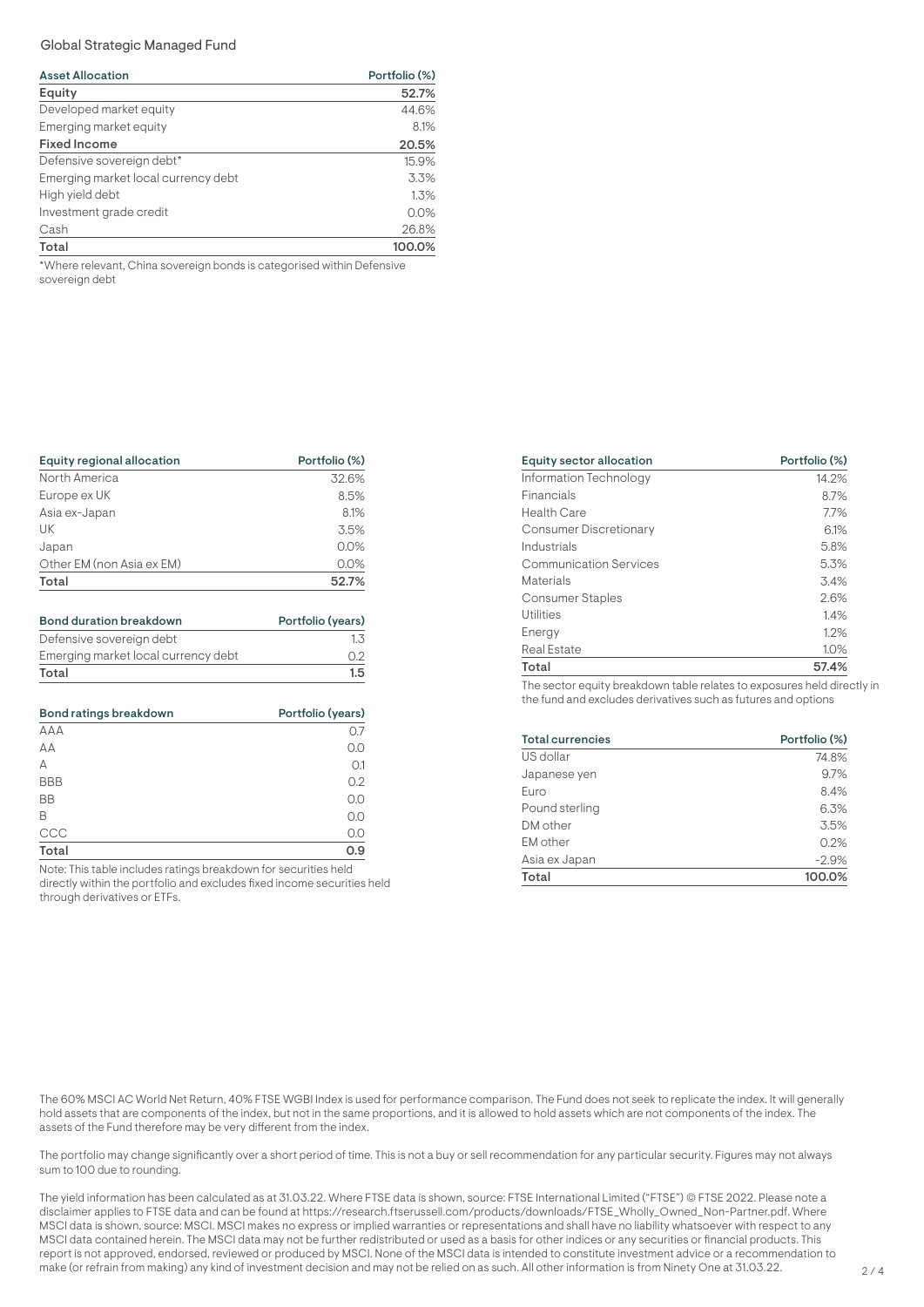Global Strategic Managed Fund

| Asset Allocation | Portfolio (%) |
| --- | --- |
| **Equity** | **52.7%** |
| Developed market equity | 44.6% |
| Emerging market equity | 8.1% |
| **Fixed Income** | **20.5%** |
| Defensive sovereign debt* | 15.9% |
| Emerging market local currency debt | 3.3% |
| High yield debt | 1.3% |
| Investment grade credit | 0.0% |
| Cash | 26.8% |
| **Total** | **100.0%** |

*Where relevant, China sovereign bonds is categorised within Defensive sovereign debt

| Equity regional allocation | Portfolio (%) |
| --- | --- |
| North America | 32.6% |
| Europe ex UK | 8.5% |
| Asia ex-Japan | 8.1% |
| UK | 3.5% |
| Japan | 0.0% |
| Other EM (non Asia ex EM) | 0.0% |
| **Total** | **52.7%** |

| Bond duration breakdown | Portfolio (years) |
| --- | --- |
| Defensive sovereign debt | 1.3 |
| Emerging market local currency debt | 0.2 |
| **Total** | **1.5** |

| Bond ratings breakdown | Portfolio (years) |
| --- | --- |
| AAA | 0.7 |
| AA | 0.0 |
| A | 0.1 |
| BBB | 0.2 |
| BB | 0.0 |
| B | 0.0 |
| CCC | 0.0 |
| **Total** | **0.9** |

Note: This table includes ratings breakdown for securities held directly within the portfolio and excludes fixed income securities held through derivatives or ETFs.

| Equity sector allocation | Portfolio (%) |
| --- | --- |
| Information Technology | 14.2% |
| Financials | 8.7% |
| Health Care | 7.7% |
| Consumer Discretionary | 6.1% |
| Industrials | 5.8% |
| Communication Services | 5.3% |
| Materials | 3.4% |
| Consumer Staples | 2.6% |
| Utilities | 1.4% |
| Energy | 1.2% |
| Real Estate | 1.0% |
| **Total** | **57.4%** |

The sector equity breakdown table relates to exposures held directly in the fund and excludes derivatives such as futures and options

| Total currencies | Portfolio (%) |
| --- | --- |
| US dollar | 74.8% |
| Japanese yen | 9.7% |
| Euro | 8.4% |
| Pound sterling | 6.3% |
| DM other | 3.5% |
| EM other | 0.2% |
| Asia ex Japan | -2.9% |
| **Total** | **100.0%** |

The 60% MSCI AC World Net Return, 40% FTSE WGBI Index is used for performance comparison. The Fund does not seek to replicate the index. It will generally hold assets that are components of the index, but not in the same proportions, and it is allowed to hold assets which are not components of the index. The assets of the Fund therefore may be very different from the index.

The portfolio may change significantly over a short period of time. This is not a buy or sell recommendation for any particular security. Figures may not always sum to 100 due to rounding.

The yield information has been calculated as at 31.03.22. Where FTSE data is shown, source: FTSE International Limited ("FTSE") © FTSE 2022. Please note a disclaimer applies to FTSE data and can be found at https://research.ftserussell.com/products/downloads/FTSE_Wholly_Owned_Non-Partner.pdf. Where MSCI data is shown, source: MSCI. MSCI makes no express or implied warranties or representations and shall have no liability whatsoever with respect to any MSCI data contained herein. The MSCI data may not be further redistributed or used as a basis for other indices or any securities or financial products. This report is not approved, endorsed, reviewed or produced by MSCI. None of the MSCI data is intended to constitute investment advice or a recommendation to make (or refrain from making) any kind of investment decision and may not be relied on as such. All other information is from Ninety One at 31.03.22.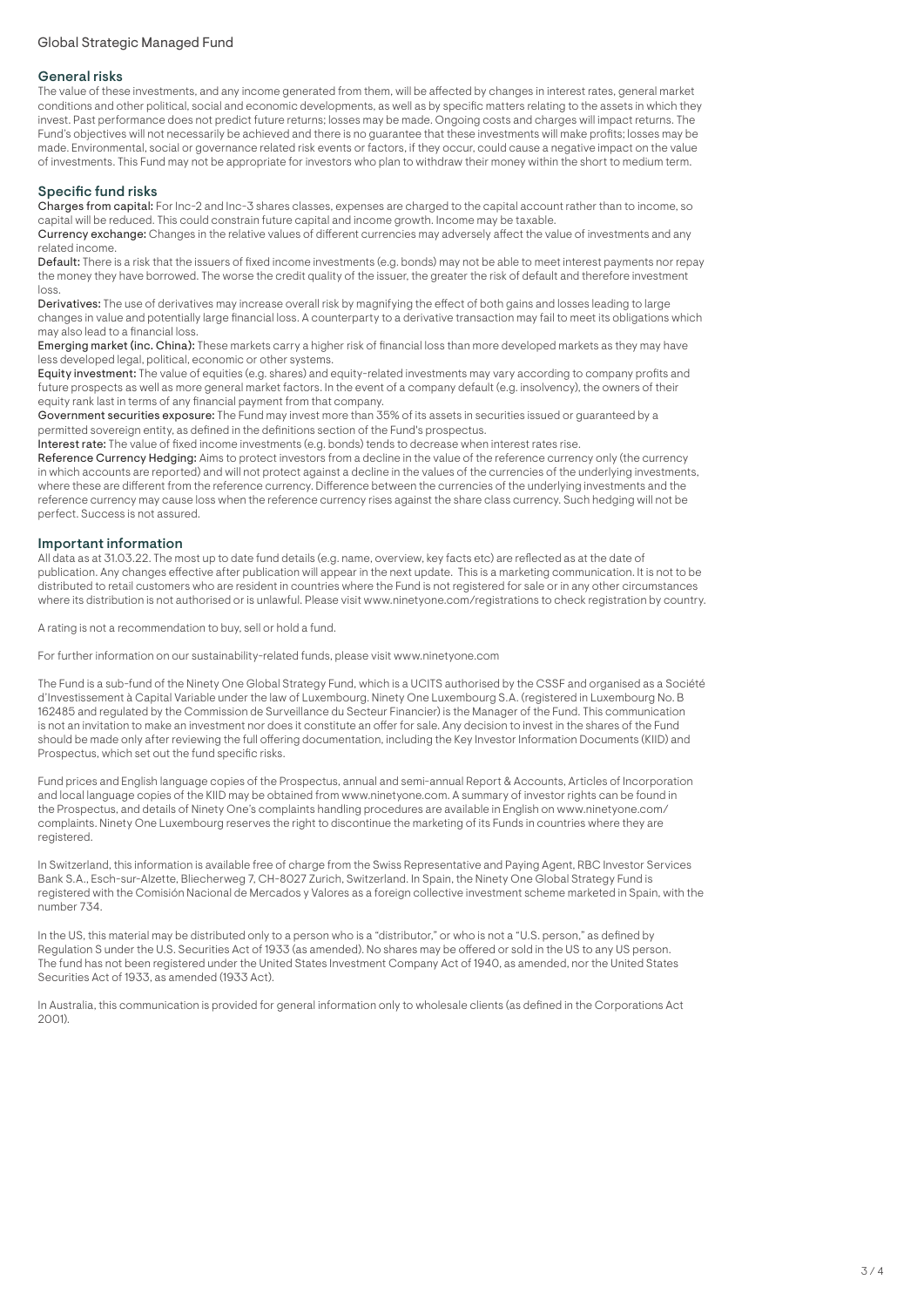## General risks

The value of these investments, and any income generated from them, will be affected by changes in interest rates, general market conditions and other political, social and economic developments, as well as by specific matters relating to the assets in which they invest. Past performance does not predict future returns; losses may be made. Ongoing costs and charges will impact returns. The Fund's objectives will not necessarily be achieved and there is no guarantee that these investments will make profits; losses may be made. Environmental, social or governance related risk events or factors, if they occur, could cause a negative impact on the value of investments. This Fund may not be appropriate for investors who plan to withdraw their money within the short to medium term.

## Specific fund risks

**Charges from capital:** For Inc-2 and Inc-3 shares classes, expenses are charged to the capital account rather than to income, so capital will be reduced. This could constrain future capital and income growth. Income may be taxable.
**Currency exchange:** Changes in the relative values of different currencies may adversely affect the value of investments and any related income.
**Default:** There is a risk that the issuers of fixed income investments (e.g. bonds) may not be able to meet interest payments nor repay the money they have borrowed. The worse the credit quality of the issuer, the greater the risk of default and therefore investment loss.
**Derivatives:** The use of derivatives may increase overall risk by magnifying the effect of both gains and losses leading to large changes in value and potentially large financial loss. A counterparty to a derivative transaction may fail to meet its obligations which may also lead to a financial loss.
**Emerging market (inc. China):** These markets carry a higher risk of financial loss than more developed markets as they may have less developed legal, political, economic or other systems.
**Equity investment:** The value of equities (e.g. shares) and equity-related investments may vary according to company profits and future prospects as well as more general market factors. In the event of a company default (e.g. insolvency), the owners of their equity rank last in terms of any financial payment from that company.
**Government securities exposure:** The Fund may invest more than 35% of its assets in securities issued or guaranteed by a permitted sovereign entity, as defined in the definitions section of the Fund's prospectus.
**Interest rate:** The value of fixed income investments (e.g. bonds) tends to decrease when interest rates rise.
**Reference Currency Hedging:** Aims to protect investors from a decline in the value of the reference currency only (the currency in which accounts are reported) and will not protect against a decline in the values of the currencies of the underlying investments, where these are different from the reference currency. Difference between the currencies of the underlying investments and the reference currency may cause loss when the reference currency rises against the share class currency. Such hedging will not be perfect. Success is not assured.

## Important information

All data as at 31.03.22. The most up to date fund details (e.g. name, overview, key facts etc) are reflected as at the date of publication. Any changes effective after publication will appear in the next update. This is a marketing communication. It is not to be distributed to retail customers who are resident in countries where the Fund is not registered for sale or in any other circumstances where its distribution is not authorised or is unlawful. Please visit www.ninetyone.com/registrations to check registration by country.

A rating is not a recommendation to buy, sell or hold a fund.

For further information on our sustainability-related funds, please visit www.ninetyone.com

The Fund is a sub-fund of the Ninety One Global Strategy Fund, which is a UCITS authorised by the CSSF and organised as a Société d'Investissement à Capital Variable under the law of Luxembourg. Ninety One Luxembourg S.A. (registered in Luxembourg No. B 162485 and regulated by the Commission de Surveillance du Secteur Financier) is the Manager of the Fund. This communication is not an invitation to make an investment nor does it constitute an offer for sale. Any decision to invest in the shares of the Fund should be made only after reviewing the full offering documentation, including the Key Investor Information Documents (KIID) and Prospectus, which set out the fund specific risks.

Fund prices and English language copies of the Prospectus, annual and semi-annual Report & Accounts, Articles of Incorporation and local language copies of the KIID may be obtained from www.ninetyone.com. A summary of investor rights can be found in the Prospectus, and details of Ninety One's complaints handling procedures are available in English on www.ninetyone.com/complaints. Ninety One Luxembourg reserves the right to discontinue the marketing of its Funds in countries where they are registered.

In Switzerland, this information is available free of charge from the Swiss Representative and Paying Agent, RBC Investor Services Bank S.A., Esch-sur-Alzette, Bliecherweg 7, CH-8027 Zurich, Switzerland. In Spain, the Ninety One Global Strategy Fund is registered with the Comisión Nacional de Mercados y Valores as a foreign collective investment scheme marketed in Spain, with the number 734.

In the US, this material may be distributed only to a person who is a "distributor," or who is not a "U.S. person," as defined by Regulation S under the U.S. Securities Act of 1933 (as amended). No shares may be offered or sold in the US to any US person. The fund has not been registered under the United States Investment Company Act of 1940, as amended, nor the United States Securities Act of 1933, as amended (1933 Act).

In Australia, this communication is provided for general information only to wholesale clients (as defined in the Corporations Act 2001).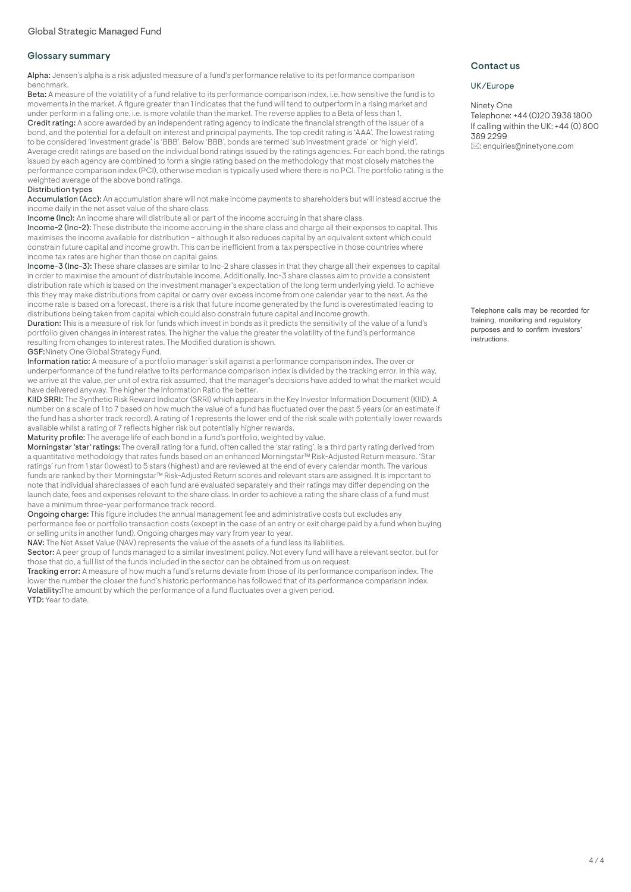## Glossary summary

**Alpha:** Jensen's alpha is a risk adjusted measure of a fund's performance relative to its performance comparison benchmark.

**Beta:** A measure of the volatility of a fund relative to its performance comparison index, i.e. how sensitive the fund is to movements in the market. A figure greater than 1 indicates that the fund will tend to outperform in a rising market and under perform in a falling one, i.e. is more volatile than the market. The reverse applies to a Beta of less than 1.

**Credit rating:** A score awarded by an independent rating agency to indicate the financial strength of the issuer of a bond, and the potential for a default on interest and principal payments. The top credit rating is 'AAA'. The lowest rating to be considered 'investment grade' is 'BBB'. Below 'BBB', bonds are termed 'sub investment grade' or 'high yield'. Average credit ratings are based on the individual bond ratings issued by the ratings agencies. For each bond, the ratings issued by each agency are combined to form a single rating based on the methodology that most closely matches the performance comparison index (PCI), otherwise median is typically used where there is no PCI. The portfolio rating is the weighted average of the above bond ratings.

Distribution types

**Accumulation (Acc):** An accumulation share will not make income payments to shareholders but will instead accrue the income daily in the net asset value of the share class.

**Income (Inc):** An income share will distribute all or part of the income accruing in that share class.

**Income-2 (Inc-2):** These distribute the income accruing in the share class and charge all their expenses to capital. This maximises the income available for distribution – although it also reduces capital by an equivalent extent which could constrain future capital and income growth. This can be inefficient from a tax perspective in those countries where income tax rates are higher than those on capital gains.

**Income-3 (Inc-3):** These share classes are similar to Inc-2 share classes in that they charge all their expenses to capital in order to maximise the amount of distributable income. Additionally, Inc-3 share classes aim to provide a consistent distribution rate which is based on the investment manager's expectation of the long term underlying yield. To achieve this they may make distributions from capital or carry over excess income from one calendar year to the next. As the income rate is based on a forecast, there is a risk that future income generated by the fund is overestimated leading to distributions being taken from capital which could also constrain future capital and income growth.

**Duration:** This is a measure of risk for funds which invest in bonds as it predicts the sensitivity of the value of a fund's portfolio given changes in interest rates. The higher the value the greater the volatility of the fund's performance resulting from changes to interest rates. The Modified duration is shown.

**GSF:** Ninety One Global Strategy Fund.

**Information ratio:** A measure of a portfolio manager's skill against a performance comparison index. The over or underperformance of the fund relative to its performance comparison index is divided by the tracking error. In this way, we arrive at the value, per unit of extra risk assumed, that the manager's decisions have added to what the market would have delivered anyway. The higher the Information Ratio the better.

**KIID SRRI:** The Synthetic Risk Reward Indicator (SRRI) which appears in the Key Investor Information Document (KIID). A number on a scale of 1 to 7 based on how much the value of a fund has fluctuated over the past 5 years (or an estimate if the fund has a shorter track record). A rating of 1 represents the lower end of the risk scale with potentially lower rewards available whilst a rating of 7 reflects higher risk but potentially higher rewards.

**Maturity profile:** The average life of each bond in a fund's portfolio, weighted by value.

**Morningstar 'star' ratings:** The overall rating for a fund, often called the 'star rating', is a third party rating derived from a quantitative methodology that rates funds based on an enhanced Morningstar™ Risk-Adjusted Return measure. 'Star ratings' run from 1 star (lowest) to 5 stars (highest) and are reviewed at the end of every calendar month. The various funds are ranked by their Morningstar™ Risk-Adjusted Return scores and relevant stars are assigned. It is important to note that individual shareclasses of each fund are evaluated separately and their ratings may differ depending on the launch date, fees and expenses relevant to the share class. In order to achieve a rating the share class of a fund must have a minimum three-year performance track record.

**Ongoing charge:** This figure includes the annual management fee and administrative costs but excludes any performance fee or portfolio transaction costs (except in the case of an entry or exit charge paid by a fund when buying or selling units in another fund). Ongoing charges may vary from year to year.

**NAV:** The Net Asset Value (NAV) represents the value of the assets of a fund less its liabilities.

**Sector:** A peer group of funds managed to a similar investment policy. Not every fund will have a relevant sector, but for those that do, a full list of the funds included in the sector can be obtained from us on request.

**Tracking error:** A measure of how much a fund's returns deviate from those of its performance comparison index. The lower the number the closer the fund's historic performance has followed that of its performance comparison index.

**Volatility:** The amount by which the performance of a fund fluctuates over a given period.

**YTD:** Year to date.

## Contact us

UK/Europe

Ninety One
Telephone: +44 (0)20 3938 1800
If calling within the UK: +44 (0) 800 389 2299
✉: enquiries@ninetyone.com

Telephone calls may be recorded for training, monitoring and regulatory purposes and to confirm investors' instructions.